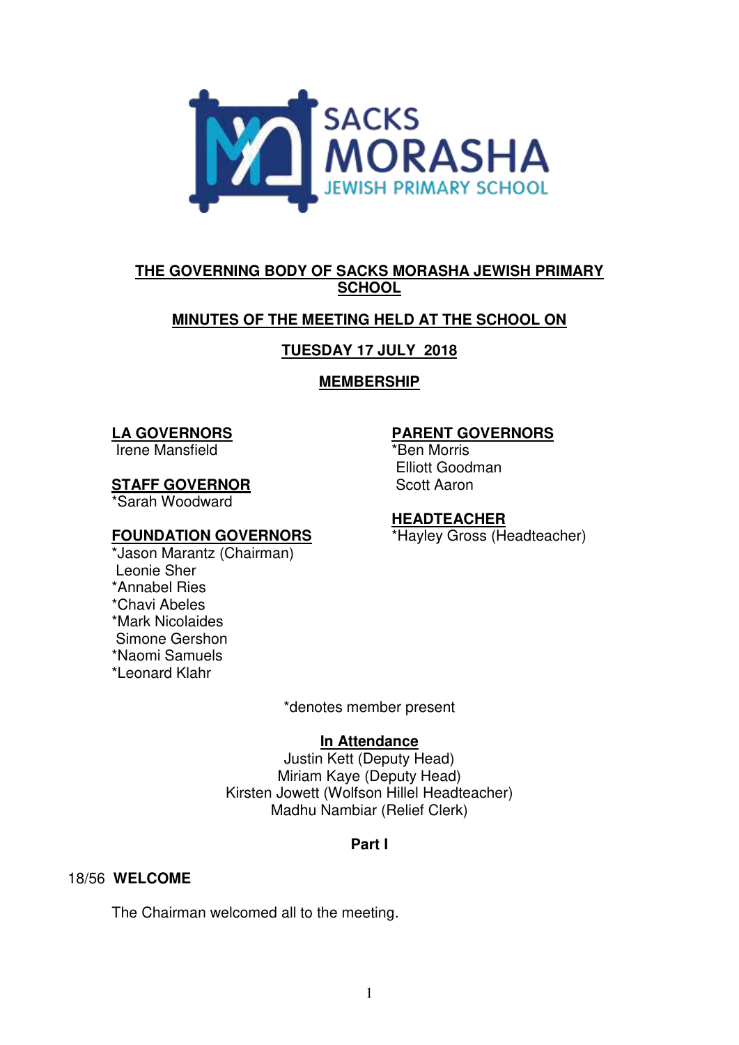SACKS MORASHA
JEWISH PRIMARY SCHOOL

# THE GOVERNING BODY OF SACKS MORASHA JEWISH PRIMARY SCHOOL

## MINUTES OF THE MEETING HELD AT THE SCHOOL ON

## TUESDAY 17 JULY 2018

## MEMBERSHIP

**LA GOVERNORS**
Irene Mansfield

**STAFF GOVERNOR**
*Sarah Woodward

**FOUNDATION GOVERNORS**
*Jason Marantz (Chairman)
Leonie Sher
*Annabel Ries
*Chavi Abeles
*Mark Nicolaides
Simone Gershon
*Naomi Samuels
*Leonard Klahr

**PARENT GOVERNORS**
*Ben Morris
Elliott Goodman
Scott Aaron

**HEADTEACHER**
*Hayley Gross (Headteacher)

*denotes member present

**In Attendance**
Justin Kett (Deputy Head)
Miriam Kaye (Deputy Head)
Kirsten Jowett (Wolfson Hillel Headteacher)
Madhu Nambiar (Relief Clerk)

**Part I**

18/56 **WELCOME**

The Chairman welcomed all to the meeting.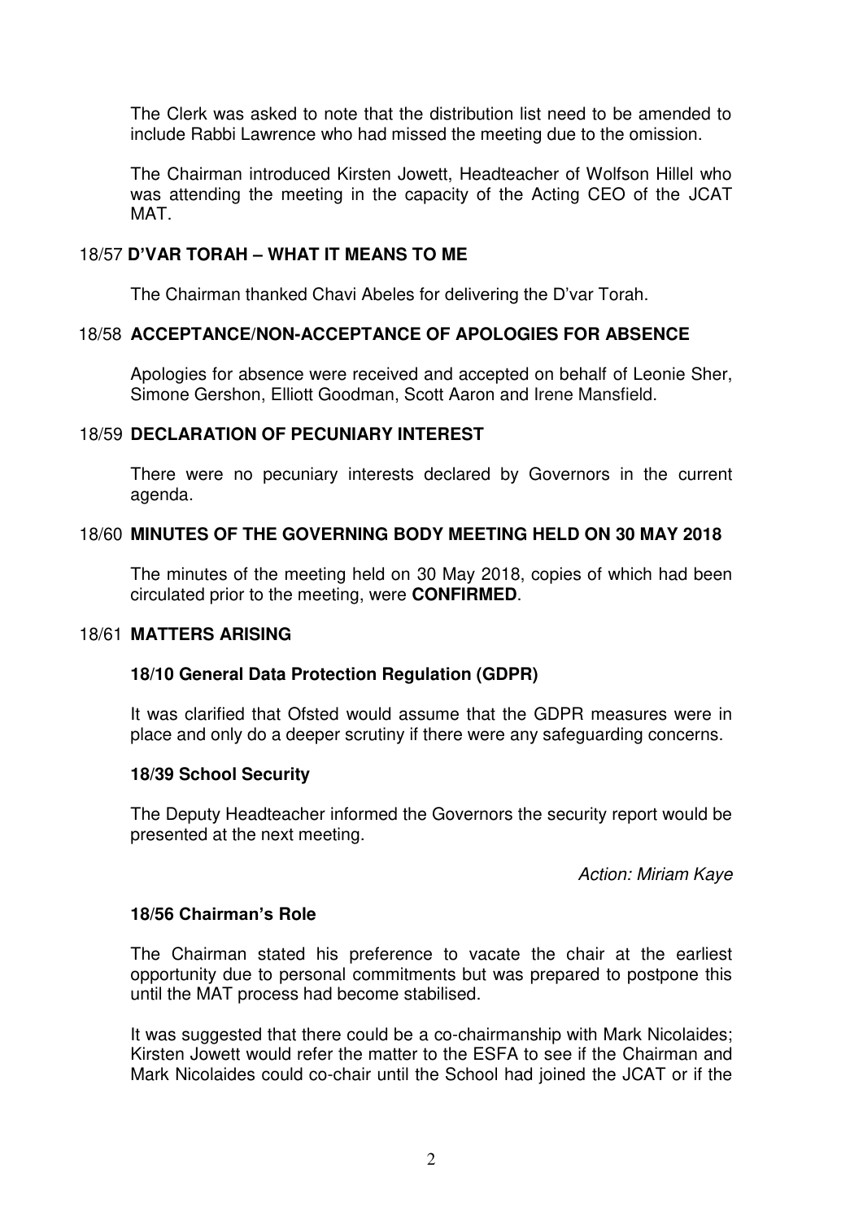The Clerk was asked to note that the distribution list need to be amended to include Rabbi Lawrence who had missed the meeting due to the omission.

The Chairman introduced Kirsten Jowett, Headteacher of Wolfson Hillel who was attending the meeting in the capacity of the Acting CEO of the JCAT MAT.

## 18/57 D'VAR TORAH – WHAT IT MEANS TO ME

The Chairman thanked Chavi Abeles for delivering the D'var Torah.

## 18/58 ACCEPTANCE/NON-ACCEPTANCE OF APOLOGIES FOR ABSENCE

Apologies for absence were received and accepted on behalf of Leonie Sher, Simone Gershon, Elliott Goodman, Scott Aaron and Irene Mansfield.

## 18/59 DECLARATION OF PECUNIARY INTEREST

There were no pecuniary interests declared by Governors in the current agenda.

## 18/60 MINUTES OF THE GOVERNING BODY MEETING HELD ON 30 MAY 2018

The minutes of the meeting held on 30 May 2018, copies of which had been circulated prior to the meeting, were **CONFIRMED**.

## 18/61 MATTERS ARISING

### 18/10 General Data Protection Regulation (GDPR)

It was clarified that Ofsted would assume that the GDPR measures were in place and only do a deeper scrutiny if there were any safeguarding concerns.

### 18/39 School Security

The Deputy Headteacher informed the Governors the security report would be presented at the next meeting.

*Action: Miriam Kaye*

### 18/56 Chairman's Role

The Chairman stated his preference to vacate the chair at the earliest opportunity due to personal commitments but was prepared to postpone this until the MAT process had become stabilised.

It was suggested that there could be a co-chairmanship with Mark Nicolaides; Kirsten Jowett would refer the matter to the ESFA to see if the Chairman and Mark Nicolaides could co-chair until the School had joined the JCAT or if the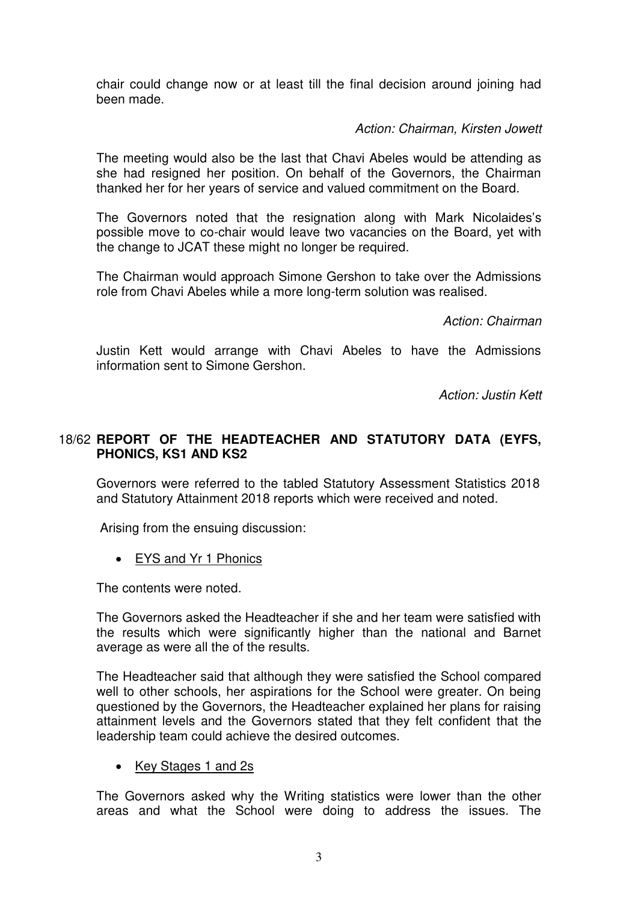chair could change now or at least till the final decision around joining had been made.

*Action: Chairman, Kirsten Jowett*

The meeting would also be the last that Chavi Abeles would be attending as she had resigned her position. On behalf of the Governors, the Chairman thanked her for her years of service and valued commitment on the Board.

The Governors noted that the resignation along with Mark Nicolaides's possible move to co-chair would leave two vacancies on the Board, yet with the change to JCAT these might no longer be required.

The Chairman would approach Simone Gershon to take over the Admissions role from Chavi Abeles while a more long-term solution was realised.

*Action: Chairman*

Justin Kett would arrange with Chavi Abeles to have the Admissions information sent to Simone Gershon.

*Action: Justin Kett*

## 18/62 REPORT OF THE HEADTEACHER AND STATUTORY DATA (EYFS, PHONICS, KS1 AND KS2

Governors were referred to the tabled Statutory Assessment Statistics 2018 and Statutory Attainment 2018 reports which were received and noted.

Arising from the ensuing discussion:

- <u>EYS and Yr 1 Phonics</u>

The contents were noted.

The Governors asked the Headteacher if she and her team were satisfied with the results which were significantly higher than the national and Barnet average as were all the of the results.

The Headteacher said that although they were satisfied the School compared well to other schools, her aspirations for the School were greater. On being questioned by the Governors, the Headteacher explained her plans for raising attainment levels and the Governors stated that they felt confident that the leadership team could achieve the desired outcomes.

- <u>Key Stages 1 and 2s</u>

The Governors asked why the Writing statistics were lower than the other areas and what the School were doing to address the issues. The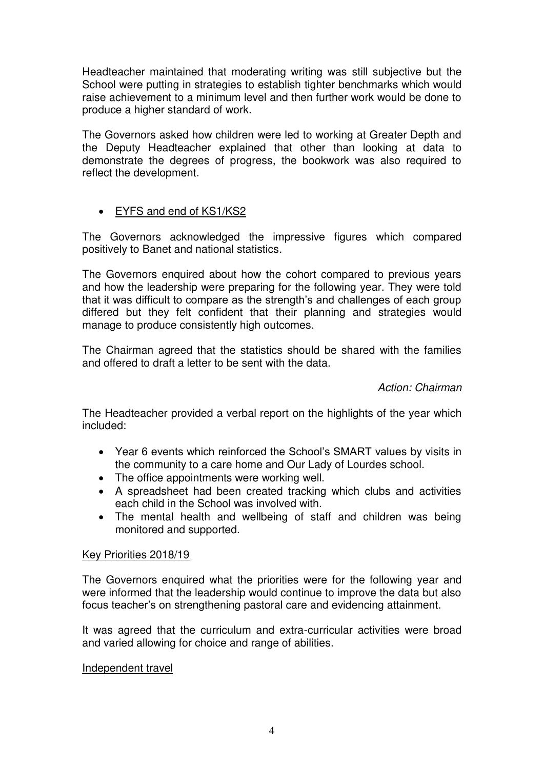Headteacher maintained that moderating writing was still subjective but the School were putting in strategies to establish tighter benchmarks which would raise achievement to a minimum level and then further work would be done to produce a higher standard of work.

The Governors asked how children were led to working at Greater Depth and the Deputy Headteacher explained that other than looking at data to demonstrate the degrees of progress, the bookwork was also required to reflect the development.

- <u>EYFS and end of KS1/KS2</u>

The Governors acknowledged the impressive figures which compared positively to Banet and national statistics.

The Governors enquired about how the cohort compared to previous years and how the leadership were preparing for the following year. They were told that it was difficult to compare as the strength's and challenges of each group differed but they felt confident that their planning and strategies would manage to produce consistently high outcomes.

The Chairman agreed that the statistics should be shared with the families and offered to draft a letter to be sent with the data.

*Action: Chairman*

The Headteacher provided a verbal report on the highlights of the year which included:

- Year 6 events which reinforced the School's SMART values by visits in the community to a care home and Our Lady of Lourdes school.
- The office appointments were working well.
- A spreadsheet had been created tracking which clubs and activities each child in the School was involved with.
- The mental health and wellbeing of staff and children was being monitored and supported.

<u>Key Priorities 2018/19</u>

The Governors enquired what the priorities were for the following year and were informed that the leadership would continue to improve the data but also focus teacher's on strengthening pastoral care and evidencing attainment.

It was agreed that the curriculum and extra-curricular activities were broad and varied allowing for choice and range of abilities.

<u>Independent travel</u>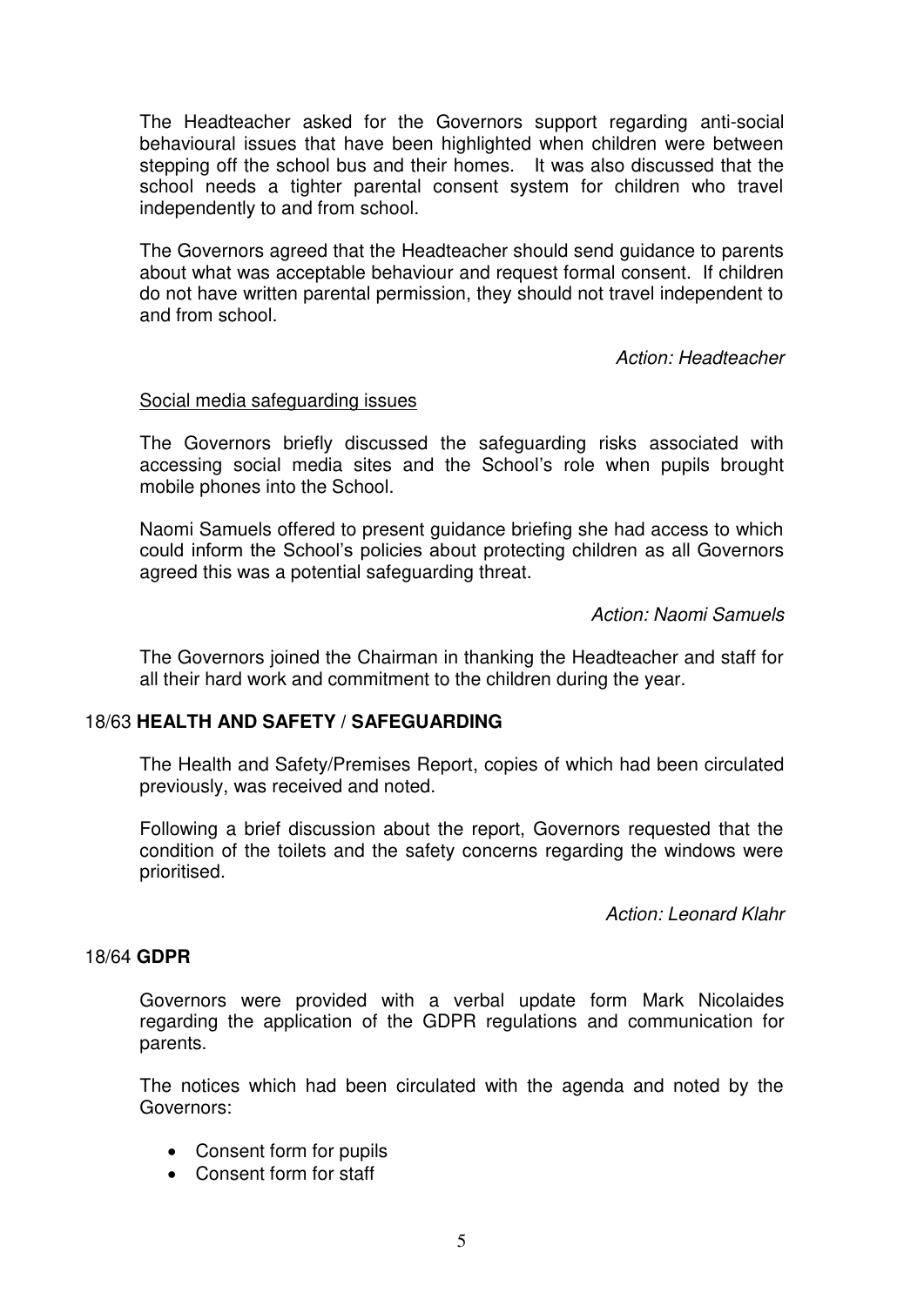The Headteacher asked for the Governors support regarding anti-social behavioural issues that have been highlighted when children were between stepping off the school bus and their homes. It was also discussed that the school needs a tighter parental consent system for children who travel independently to and from school.

The Governors agreed that the Headteacher should send guidance to parents about what was acceptable behaviour and request formal consent. If children do not have written parental permission, they should not travel independent to and from school.

*Action: Headteacher*

<u>Social media safeguarding issues</u>

The Governors briefly discussed the safeguarding risks associated with accessing social media sites and the School's role when pupils brought mobile phones into the School.

Naomi Samuels offered to present guidance briefing she had access to which could inform the School's policies about protecting children as all Governors agreed this was a potential safeguarding threat.

*Action: Naomi Samuels*

The Governors joined the Chairman in thanking the Headteacher and staff for all their hard work and commitment to the children during the year.

18/63 **HEALTH AND SAFETY / SAFEGUARDING**

The Health and Safety/Premises Report, copies of which had been circulated previously, was received and noted.

Following a brief discussion about the report, Governors requested that the condition of the toilets and the safety concerns regarding the windows were prioritised.

*Action: Leonard Klahr*

18/64 **GDPR**

Governors were provided with a verbal update form Mark Nicolaides regarding the application of the GDPR regulations and communication for parents.

The notices which had been circulated with the agenda and noted by the Governors:

- Consent form for pupils
- Consent form for staff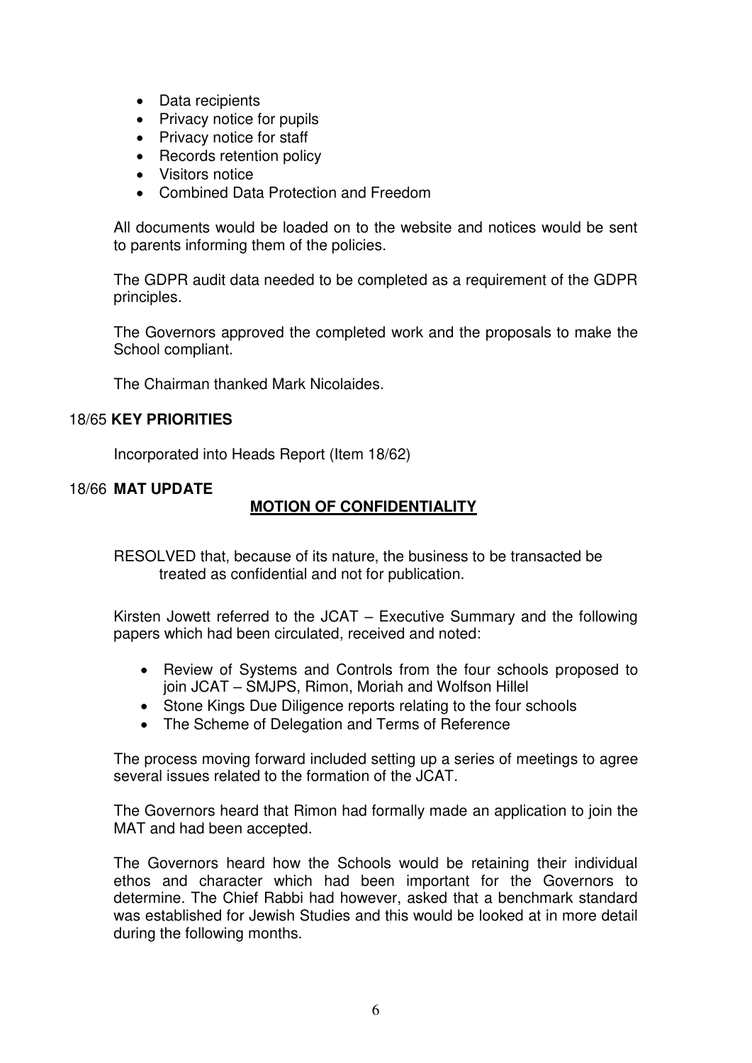- Data recipients
- Privacy notice for pupils
- Privacy notice for staff
- Records retention policy
- Visitors notice
- Combined Data Protection and Freedom

All documents would be loaded on to the website and notices would be sent to parents informing them of the policies.

The GDPR audit data needed to be completed as a requirement of the GDPR principles.

The Governors approved the completed work and the proposals to make the School compliant.

The Chairman thanked Mark Nicolaides.

### 18/65 **KEY PRIORITIES**

Incorporated into Heads Report (Item 18/62)

### 18/66 **MAT UPDATE**

**MOTION OF CONFIDENTIALITY**

RESOLVED that, because of its nature, the business to be transacted be treated as confidential and not for publication.

Kirsten Jowett referred to the JCAT – Executive Summary and the following papers which had been circulated, received and noted:

- Review of Systems and Controls from the four schools proposed to join JCAT – SMJPS, Rimon, Moriah and Wolfson Hillel
- Stone Kings Due Diligence reports relating to the four schools
- The Scheme of Delegation and Terms of Reference

The process moving forward included setting up a series of meetings to agree several issues related to the formation of the JCAT.

The Governors heard that Rimon had formally made an application to join the MAT and had been accepted.

The Governors heard how the Schools would be retaining their individual ethos and character which had been important for the Governors to determine. The Chief Rabbi had however, asked that a benchmark standard was established for Jewish Studies and this would be looked at in more detail during the following months.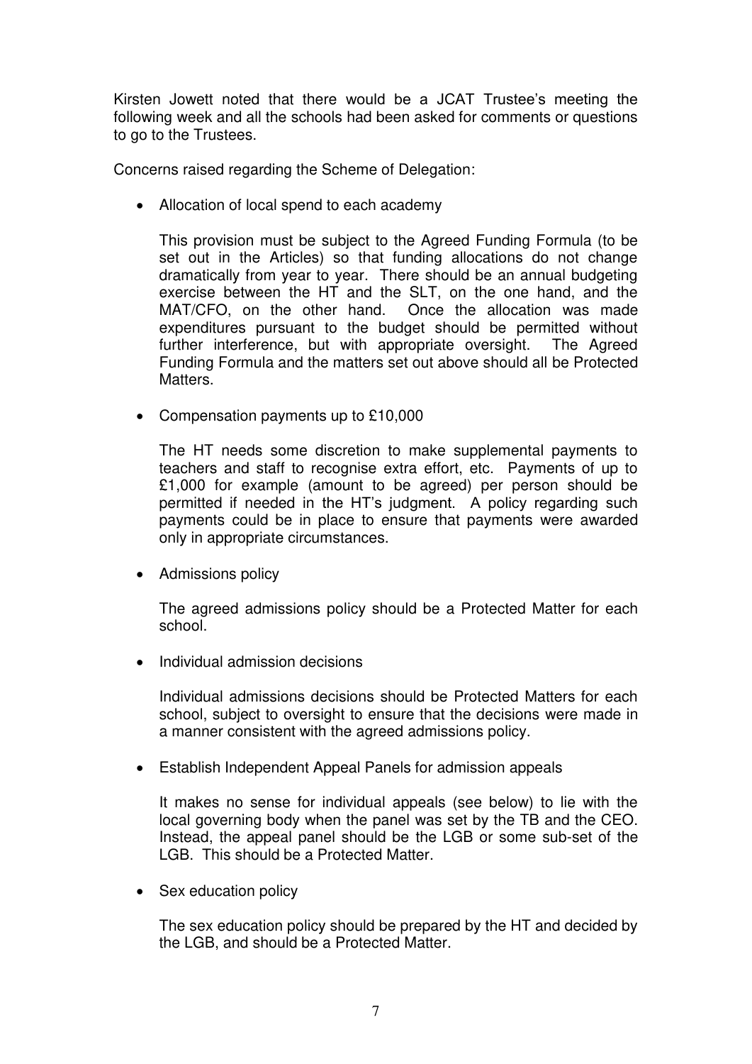Kirsten Jowett noted that there would be a JCAT Trustee's meeting the following week and all the schools had been asked for comments or questions to go to the Trustees.

Concerns raised regarding the Scheme of Delegation:

- Allocation of local spend to each academy

  This provision must be subject to the Agreed Funding Formula (to be set out in the Articles) so that funding allocations do not change dramatically from year to year. There should be an annual budgeting exercise between the HT and the SLT, on the one hand, and the MAT/CFO, on the other hand. Once the allocation was made expenditures pursuant to the budget should be permitted without further interference, but with appropriate oversight. The Agreed Funding Formula and the matters set out above should all be Protected Matters.

- Compensation payments up to £10,000

  The HT needs some discretion to make supplemental payments to teachers and staff to recognise extra effort, etc. Payments of up to £1,000 for example (amount to be agreed) per person should be permitted if needed in the HT's judgment. A policy regarding such payments could be in place to ensure that payments were awarded only in appropriate circumstances.

- Admissions policy

  The agreed admissions policy should be a Protected Matter for each school.

- Individual admission decisions

  Individual admissions decisions should be Protected Matters for each school, subject to oversight to ensure that the decisions were made in a manner consistent with the agreed admissions policy.

- Establish Independent Appeal Panels for admission appeals

  It makes no sense for individual appeals (see below) to lie with the local governing body when the panel was set by the TB and the CEO. Instead, the appeal panel should be the LGB or some sub-set of the LGB. This should be a Protected Matter.

- Sex education policy

  The sex education policy should be prepared by the HT and decided by the LGB, and should be a Protected Matter.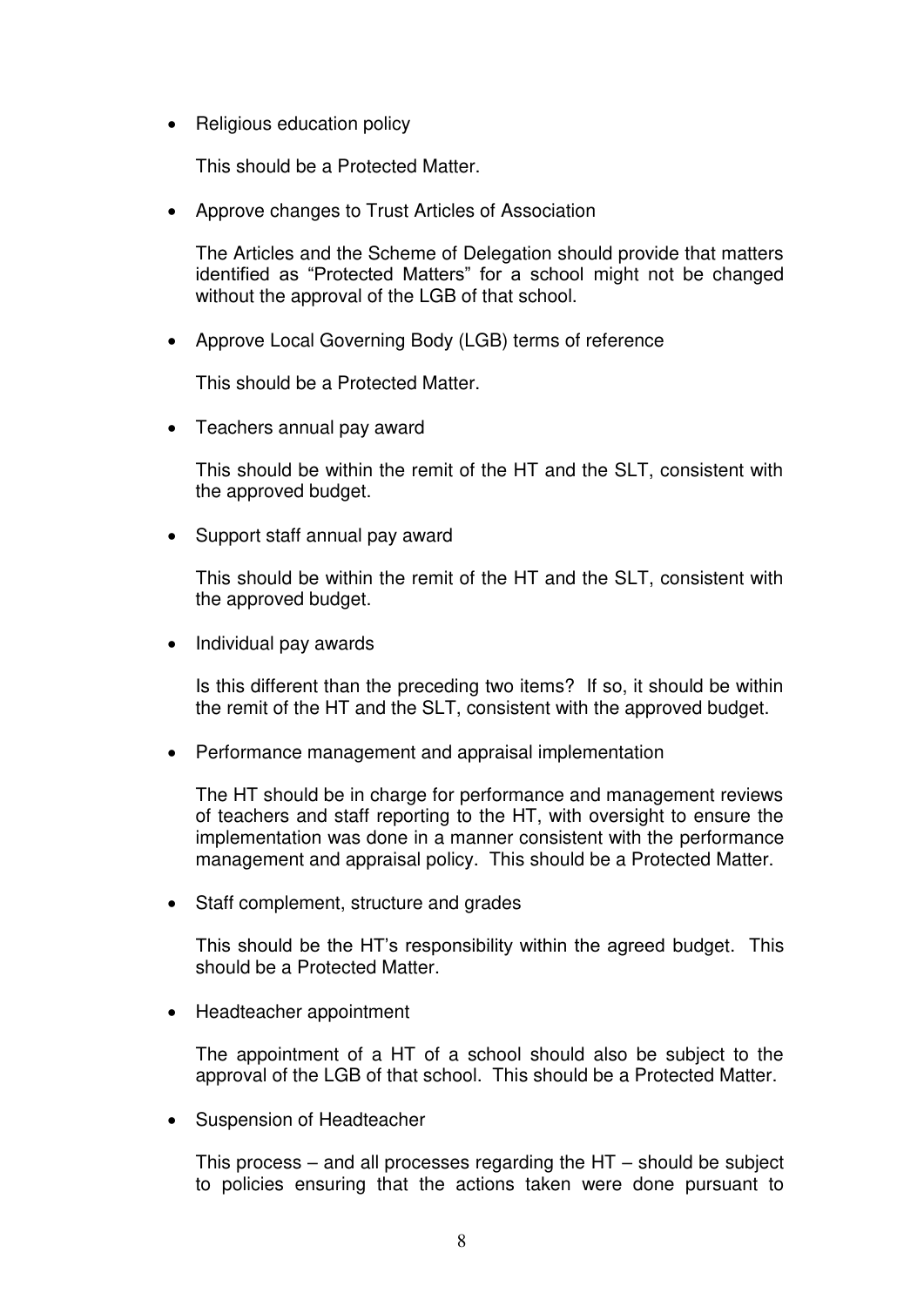- Religious education policy

  This should be a Protected Matter.

- Approve changes to Trust Articles of Association

  The Articles and the Scheme of Delegation should provide that matters identified as "Protected Matters" for a school might not be changed without the approval of the LGB of that school.

- Approve Local Governing Body (LGB) terms of reference

  This should be a Protected Matter.

- Teachers annual pay award

  This should be within the remit of the HT and the SLT, consistent with the approved budget.

- Support staff annual pay award

  This should be within the remit of the HT and the SLT, consistent with the approved budget.

- Individual pay awards

  Is this different than the preceding two items? If so, it should be within the remit of the HT and the SLT, consistent with the approved budget.

- Performance management and appraisal implementation

  The HT should be in charge for performance and management reviews of teachers and staff reporting to the HT, with oversight to ensure the implementation was done in a manner consistent with the performance management and appraisal policy. This should be a Protected Matter.

- Staff complement, structure and grades

  This should be the HT's responsibility within the agreed budget. This should be a Protected Matter.

- Headteacher appointment

  The appointment of a HT of a school should also be subject to the approval of the LGB of that school. This should be a Protected Matter.

- Suspension of Headteacher

  This process – and all processes regarding the HT – should be subject to policies ensuring that the actions taken were done pursuant to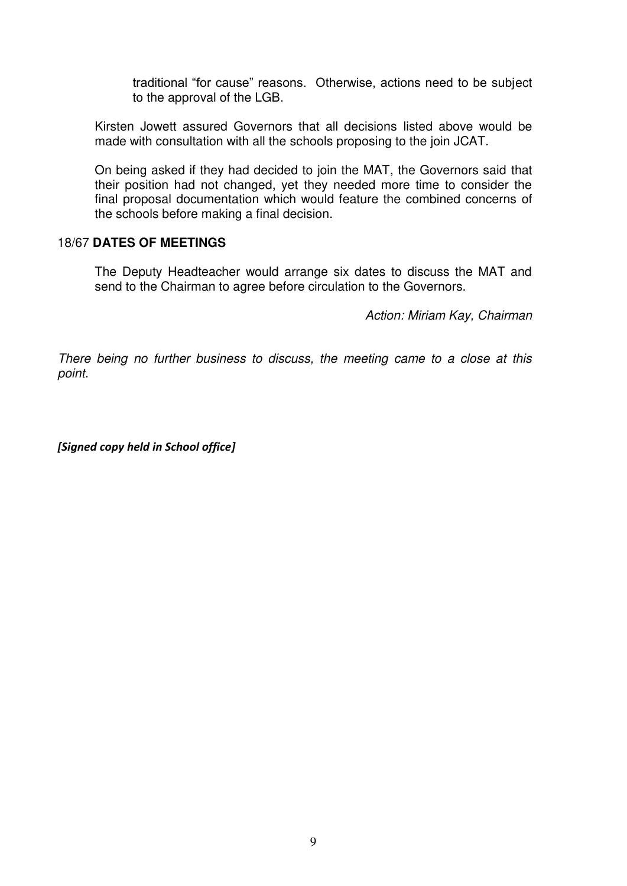traditional “for cause” reasons. Otherwise, actions need to be subject to the approval of the LGB.

Kirsten Jowett assured Governors that all decisions listed above would be made with consultation with all the schools proposing to the join JCAT.

On being asked if they had decided to join the MAT, the Governors said that their position had not changed, yet they needed more time to consider the final proposal documentation which would feature the combined concerns of the schools before making a final decision.

18/67 **DATES OF MEETINGS**

The Deputy Headteacher would arrange six dates to discuss the MAT and send to the Chairman to agree before circulation to the Governors.

*Action: Miriam Kay, Chairman*

*There being no further business to discuss, the meeting came to a close at this point.*

***[Signed copy held in School office]***